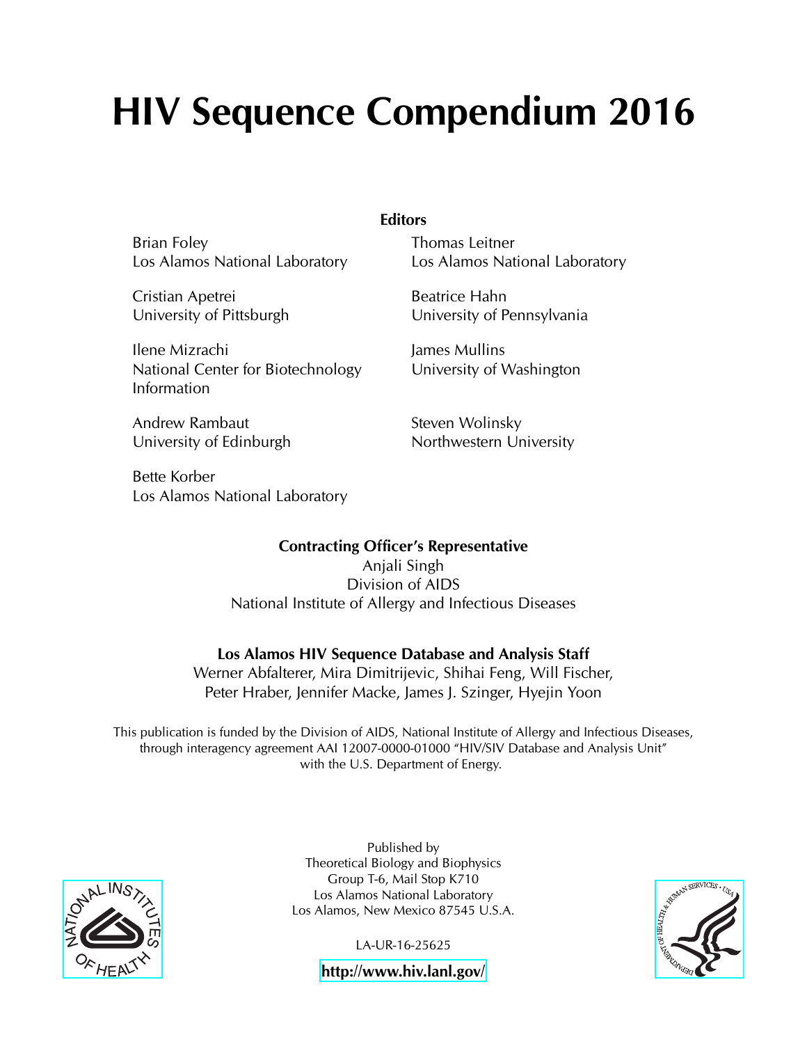# HIV Sequence Compendium 2016

**Editors**

Brian Foley
Los Alamos National Laboratory

Thomas Leitner
Los Alamos National Laboratory

Cristian Apetrei
University of Pittsburgh

Beatrice Hahn
University of Pennsylvania

Ilene Mizrachi
National Center for Biotechnology Information

James Mullins
University of Washington

Andrew Rambaut
University of Edinburgh

Steven Wolinsky
Northwestern University

Bette Korber
Los Alamos National Laboratory

**Contracting Officer's Representative**

Anjali Singh
Division of AIDS
National Institute of Allergy and Infectious Diseases

**Los Alamos HIV Sequence Database and Analysis Staff**

Werner Abfalterer, Mira Dimitrijevic, Shihai Feng, Will Fischer, Peter Hraber, Jennifer Macke, James J. Szinger, Hyejin Yoon

This publication is funded by the Division of AIDS, National Institute of Allergy and Infectious Diseases, through interagency agreement AAI 12007-0000-01000 "HIV/SIV Database and Analysis Unit" with the U.S. Department of Energy.

Published by
Theoretical Biology and Biophysics
Group T-6, Mail Stop K710
Los Alamos National Laboratory
Los Alamos, New Mexico 87545 U.S.A.

LA-UR-16-25625

**http://www.hiv.lanl.gov/**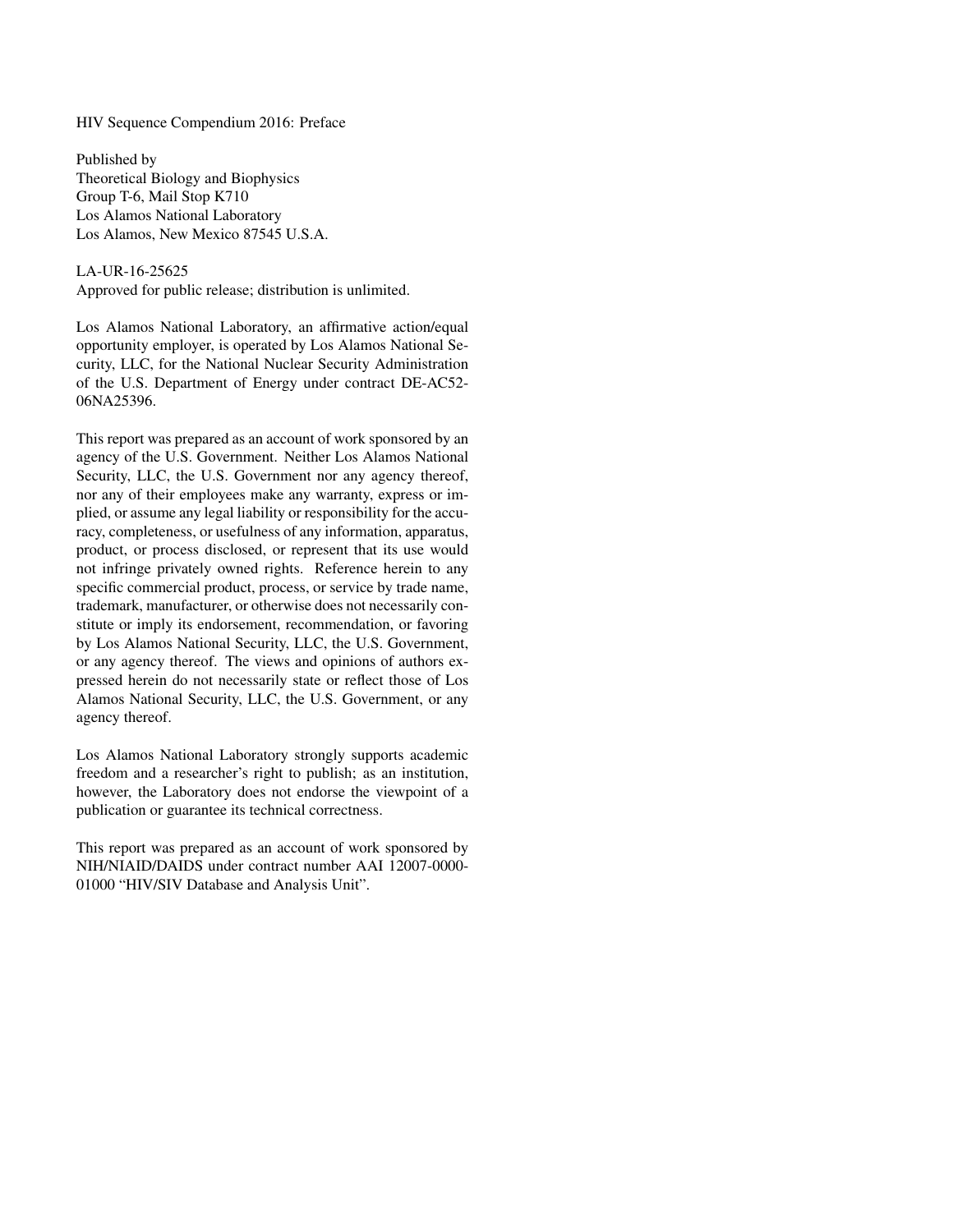HIV Sequence Compendium 2016: Preface

Published by
Theoretical Biology and Biophysics
Group T-6, Mail Stop K710
Los Alamos National Laboratory
Los Alamos, New Mexico 87545 U.S.A.

LA-UR-16-25625
Approved for public release; distribution is unlimited.

Los Alamos National Laboratory, an affirmative action/equal opportunity employer, is operated by Los Alamos National Security, LLC, for the National Nuclear Security Administration of the U.S. Department of Energy under contract DE-AC52-06NA25396.

This report was prepared as an account of work sponsored by an agency of the U.S. Government. Neither Los Alamos National Security, LLC, the U.S. Government nor any agency thereof, nor any of their employees make any warranty, express or implied, or assume any legal liability or responsibility for the accuracy, completeness, or usefulness of any information, apparatus, product, or process disclosed, or represent that its use would not infringe privately owned rights. Reference herein to any specific commercial product, process, or service by trade name, trademark, manufacturer, or otherwise does not necessarily constitute or imply its endorsement, recommendation, or favoring by Los Alamos National Security, LLC, the U.S. Government, or any agency thereof. The views and opinions of authors expressed herein do not necessarily state or reflect those of Los Alamos National Security, LLC, the U.S. Government, or any agency thereof.

Los Alamos National Laboratory strongly supports academic freedom and a researcher's right to publish; as an institution, however, the Laboratory does not endorse the viewpoint of a publication or guarantee its technical correctness.

This report was prepared as an account of work sponsored by NIH/NIAID/DAIDS under contract number AAI 12007-0000-01000 "HIV/SIV Database and Analysis Unit".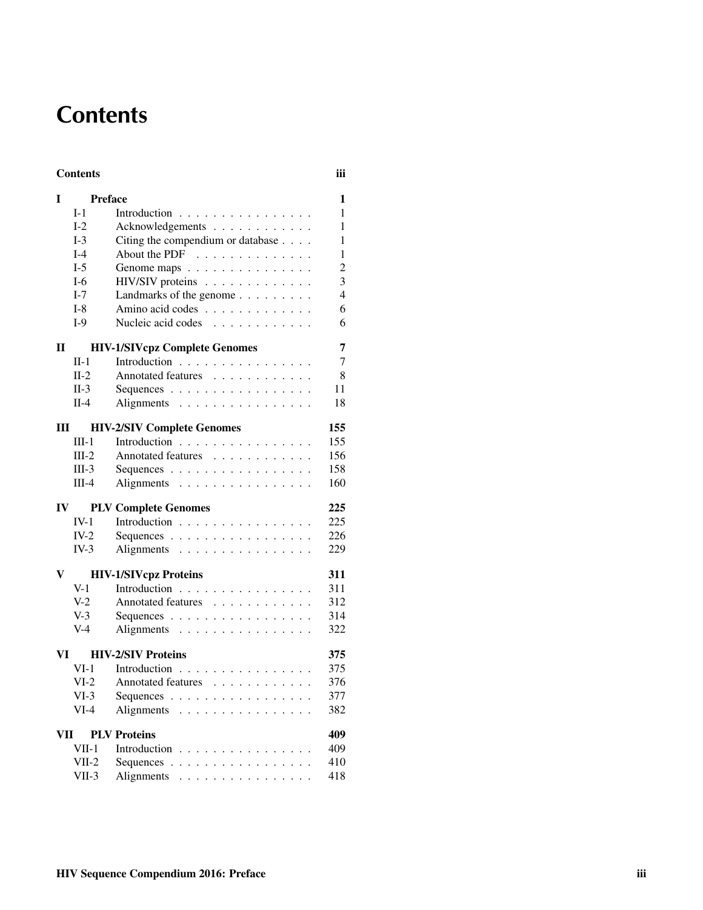# Contents

| | | |
|---|---|---|
| **Contents** | | **iii** |
| **I** | **Preface** | **1** |
| I-1 | Introduction | 1 |
| I-2 | Acknowledgements | 1 |
| I-3 | Citing the compendium or database | 1 |
| I-4 | About the PDF | 1 |
| I-5 | Genome maps | 2 |
| I-6 | HIV/SIV proteins | 3 |
| I-7 | Landmarks of the genome | 4 |
| I-8 | Amino acid codes | 6 |
| I-9 | Nucleic acid codes | 6 |
| **II** | **HIV-1/SIVcpz Complete Genomes** | **7** |
| II-1 | Introduction | 7 |
| II-2 | Annotated features | 8 |
| II-3 | Sequences | 11 |
| II-4 | Alignments | 18 |
| **III** | **HIV-2/SIV Complete Genomes** | **155** |
| III-1 | Introduction | 155 |
| III-2 | Annotated features | 156 |
| III-3 | Sequences | 158 |
| III-4 | Alignments | 160 |
| **IV** | **PLV Complete Genomes** | **225** |
| IV-1 | Introduction | 225 |
| IV-2 | Sequences | 226 |
| IV-3 | Alignments | 229 |
| **V** | **HIV-1/SIVcpz Proteins** | **311** |
| V-1 | Introduction | 311 |
| V-2 | Annotated features | 312 |
| V-3 | Sequences | 314 |
| V-4 | Alignments | 322 |
| **VI** | **HIV-2/SIV Proteins** | **375** |
| VI-1 | Introduction | 375 |
| VI-2 | Annotated features | 376 |
| VI-3 | Sequences | 377 |
| VI-4 | Alignments | 382 |
| **VII** | **PLV Proteins** | **409** |
| VII-1 | Introduction | 409 |
| VII-2 | Sequences | 410 |
| VII-3 | Alignments | 418 |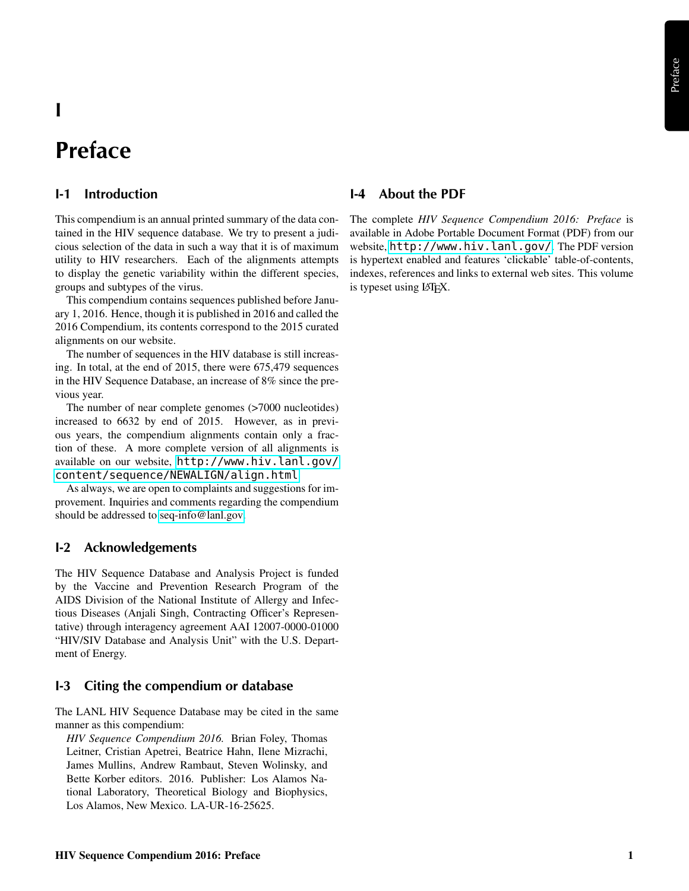# I

# Preface

## I-1 Introduction

This compendium is an annual printed summary of the data contained in the HIV sequence database. We try to present a judicious selection of the data in such a way that it is of maximum utility to HIV researchers. Each of the alignments attempts to display the genetic variability within the different species, groups and subtypes of the virus.

This compendium contains sequences published before January 1, 2016. Hence, though it is published in 2016 and called the 2016 Compendium, its contents correspond to the 2015 curated alignments on our website.

The number of sequences in the HIV database is still increasing. In total, at the end of 2015, there were 675,479 sequences in the HIV Sequence Database, an increase of 8% since the previous year.

The number of near complete genomes (>7000 nucleotides) increased to 6632 by end of 2015. However, as in previous years, the compendium alignments contain only a fraction of these. A more complete version of all alignments is available on our website, `http://www.hiv.lanl.gov/content/sequence/NEWALIGN/align.html`.

As always, we are open to complaints and suggestions for improvement. Inquiries and comments regarding the compendium should be addressed to seq-info@lanl.gov.

## I-2 Acknowledgements

The HIV Sequence Database and Analysis Project is funded by the Vaccine and Prevention Research Program of the AIDS Division of the National Institute of Allergy and Infectious Diseases (Anjali Singh, Contracting Officer's Representative) through interagency agreement AAI 12007-0000-01000 "HIV/SIV Database and Analysis Unit" with the U.S. Department of Energy.

## I-3 Citing the compendium or database

The LANL HIV Sequence Database may be cited in the same manner as this compendium:

> *HIV Sequence Compendium 2016.* Brian Foley, Thomas Leitner, Cristian Apetrei, Beatrice Hahn, Ilene Mizrachi, James Mullins, Andrew Rambaut, Steven Wolinsky, and Bette Korber editors. 2016. Publisher: Los Alamos National Laboratory, Theoretical Biology and Biophysics, Los Alamos, New Mexico. LA-UR-16-25625.

## I-4 About the PDF

The complete *HIV Sequence Compendium 2016: Preface* is available in Adobe Portable Document Format (PDF) from our website, `http://www.hiv.lanl.gov/`. The PDF version is hypertext enabled and features 'clickable' table-of-contents, indexes, references and links to external web sites. This volume is typeset using LaTeX.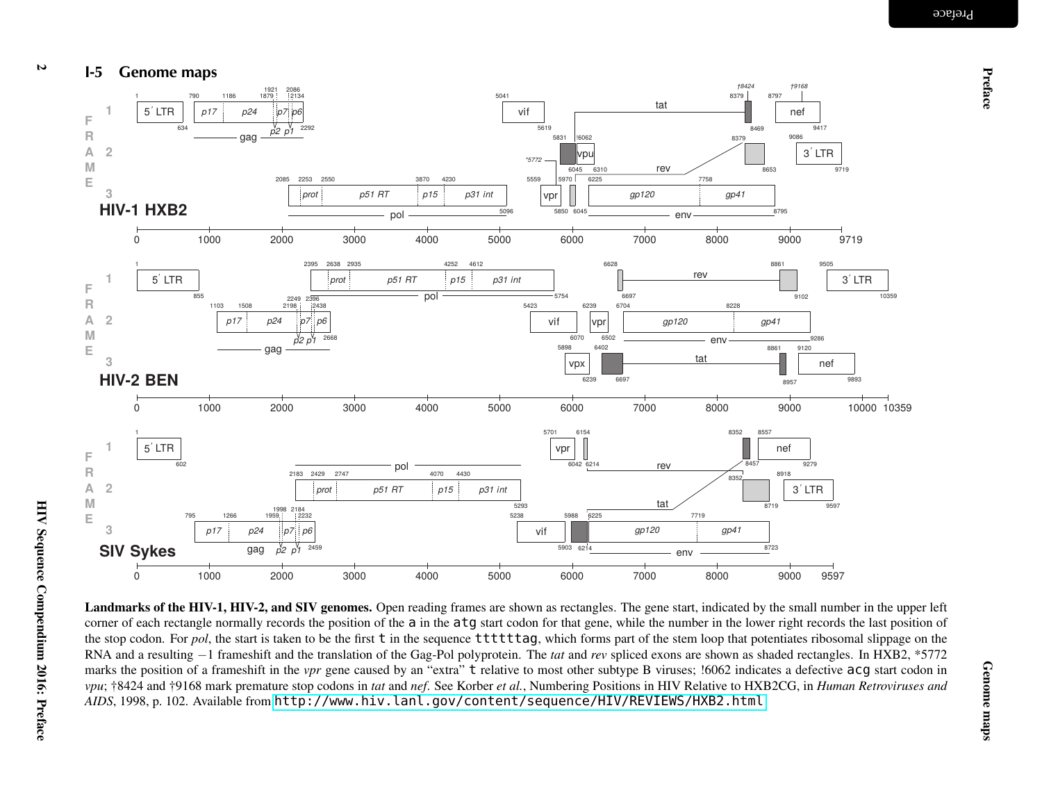## I-5 Genome maps

**Landmarks of the HIV-1, HIV-2, and SIV genomes.** Open reading frames are shown as rectangles. The gene start, indicated by the small number in the upper left corner of each rectangle normally records the position of the `a` in the `atg` start codon for that gene, while the number in the lower right records the last position of the stop codon. For *pol*, the start is taken to be the first `t` in the sequence `tttttag`, which forms part of the stem loop that potentiates ribosomal slippage on the RNA and a resulting −1 frameshift and the translation of the Gag-Pol polyprotein. The *tat* and *rev* spliced exons are shown as shaded rectangles. In HXB2, *5772 marks the position of a frameshift in the *vpr* gene caused by an "extra" `t` relative to most other subtype B viruses; !6062 indicates a defective `acg` start codon in *vpu*; †8424 and †9168 mark premature stop codons in *tat* and *nef*. See Korber *et al.*, Numbering Positions in HIV Relative to HXB2CG, in *Human Retroviruses and AIDS*, 1998, p. 102. Available from http://www.hiv.lanl.gov/content/sequence/HIV/REVIEWS/HXB2.html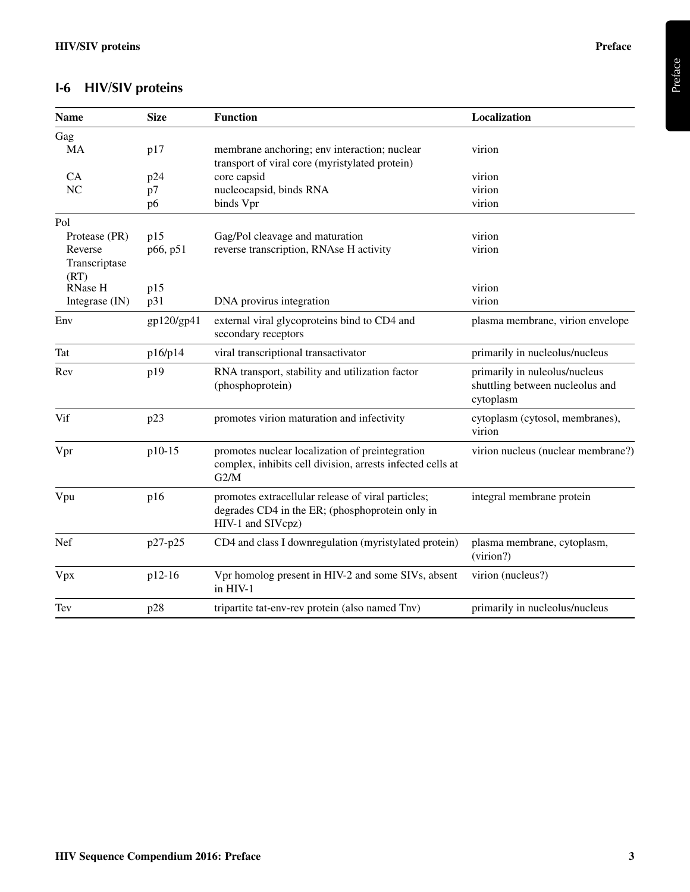## I-6 HIV/SIV proteins

| Name | Size | Function | Localization |
|---|---|---|---|
| Gag | | | |
| MA | p17 | membrane anchoring; env interaction; nuclear transport of viral core (myristylated protein) | virion |
| CA | p24 | core capsid | virion |
| NC | p7 | nucleocapsid, binds RNA | virion |
| | p6 | binds Vpr | virion |
| Pol | | | |
| Protease (PR) | p15 | Gag/Pol cleavage and maturation | virion |
| Reverse Transcriptase (RT) | p66, p51 | reverse transcription, RNAse H activity | virion |
| RNase H | p15 | | virion |
| Integrase (IN) | p31 | DNA provirus integration | virion |
| Env | gp120/gp41 | external viral glycoproteins bind to CD4 and secondary receptors | plasma membrane, virion envelope |
| Tat | p16/p14 | viral transcriptional transactivator | primarily in nucleolus/nucleus |
| Rev | p19 | RNA transport, stability and utilization factor (phosphoprotein) | primarily in nuleolus/nucleus shuttling between nucleolus and cytoplasm |
| Vif | p23 | promotes virion maturation and infectivity | cytoplasm (cytosol, membranes), virion |
| Vpr | p10-15 | promotes nuclear localization of preintegration complex, inhibits cell division, arrests infected cells at G2/M | virion nucleus (nuclear membrane?) |
| Vpu | p16 | promotes extracellular release of viral particles; degrades CD4 in the ER; (phosphoprotein only in HIV-1 and SIVcpz) | integral membrane protein |
| Nef | p27-p25 | CD4 and class I downregulation (myristylated protein) | plasma membrane, cytoplasm, (virion?) |
| Vpx | p12-16 | Vpr homolog present in HIV-2 and some SIVs, absent in HIV-1 | virion (nucleus?) |
| Tev | p28 | tripartite tat-env-rev protein (also named Tnv) | primarily in nucleolus/nucleus |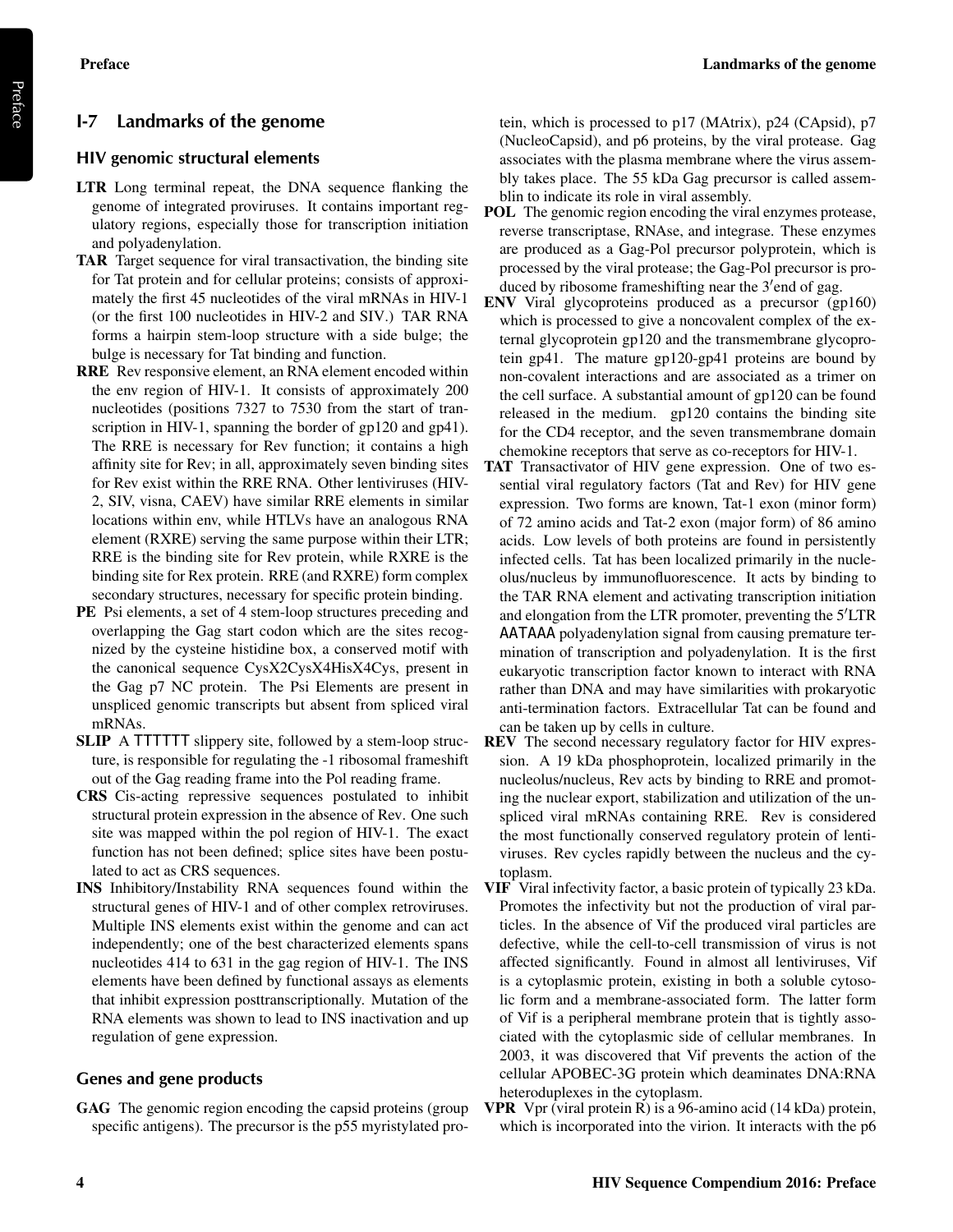## I-7 Landmarks of the genome

### HIV genomic structural elements

**LTR** Long terminal repeat, the DNA sequence flanking the genome of integrated proviruses. It contains important regulatory regions, especially those for transcription initiation and polyadenylation.

**TAR** Target sequence for viral transactivation, the binding site for Tat protein and for cellular proteins; consists of approximately the first 45 nucleotides of the viral mRNAs in HIV-1 (or the first 100 nucleotides in HIV-2 and SIV.) TAR RNA forms a hairpin stem-loop structure with a side bulge; the bulge is necessary for Tat binding and function.

**RRE** Rev responsive element, an RNA element encoded within the env region of HIV-1. It consists of approximately 200 nucleotides (positions 7327 to 7530 from the start of transcription in HIV-1, spanning the border of gp120 and gp41). The RRE is necessary for Rev function; it contains a high affinity site for Rev; in all, approximately seven binding sites for Rev exist within the RRE RNA. Other lentiviruses (HIV-2, SIV, visna, CAEV) have similar RRE elements in similar locations within env, while HTLVs have an analogous RNA element (RXRE) serving the same purpose within their LTR; RRE is the binding site for Rev protein, while RXRE is the binding site for Rex protein. RRE (and RXRE) form complex secondary structures, necessary for specific protein binding.

**PE** Psi elements, a set of 4 stem-loop structures preceding and overlapping the Gag start codon which are the sites recognized by the cysteine histidine box, a conserved motif with the canonical sequence CysX2CysX4HisX4Cys, present in the Gag p7 NC protein. The Psi Elements are present in unspliced genomic transcripts but absent from spliced viral mRNAs.

**SLIP** A TTTTTT slippery site, followed by a stem-loop structure, is responsible for regulating the -1 ribosomal frameshift out of the Gag reading frame into the Pol reading frame.

**CRS** Cis-acting repressive sequences postulated to inhibit structural protein expression in the absence of Rev. One such site was mapped within the pol region of HIV-1. The exact function has not been defined; splice sites have been postulated to act as CRS sequences.

**INS** Inhibitory/Instability RNA sequences found within the structural genes of HIV-1 and of other complex retroviruses. Multiple INS elements exist within the genome and can act independently; one of the best characterized elements spans nucleotides 414 to 631 in the gag region of HIV-1. The INS elements have been defined by functional assays as elements that inhibit expression posttranscriptionally. Mutation of the RNA elements was shown to lead to INS inactivation and up regulation of gene expression.

### Genes and gene products

**GAG** The genomic region encoding the capsid proteins (group specific antigens). The precursor is the p55 myristylated protein, which is processed to p17 (MAtrix), p24 (CApsid), p7 (NucleoCapsid), and p6 proteins, by the viral protease. Gag associates with the plasma membrane where the virus assembly takes place. The 55 kDa Gag precursor is called assemblin to indicate its role in viral assembly.

**POL** The genomic region encoding the viral enzymes protease, reverse transcriptase, RNAse, and integrase. These enzymes are produced as a Gag-Pol precursor polyprotein, which is processed by the viral protease; the Gag-Pol precursor is produced by ribosome frameshifting near the 3′end of gag.

**ENV** Viral glycoproteins produced as a precursor (gp160) which is processed to give a noncovalent complex of the external glycoprotein gp120 and the transmembrane glycoprotein gp41. The mature gp120-gp41 proteins are bound by non-covalent interactions and are associated as a trimer on the cell surface. A substantial amount of gp120 can be found released in the medium. gp120 contains the binding site for the CD4 receptor, and the seven transmembrane domain chemokine receptors that serve as co-receptors for HIV-1.

**TAT** Transactivator of HIV gene expression. One of two essential viral regulatory factors (Tat and Rev) for HIV gene expression. Two forms are known, Tat-1 exon (minor form) of 72 amino acids and Tat-2 exon (major form) of 86 amino acids. Low levels of both proteins are found in persistently infected cells. Tat has been localized primarily in the nucleolus/nucleus by immunofluorescence. It acts by binding to the TAR RNA element and activating transcription initiation and elongation from the LTR promoter, preventing the 5′LTR AATAAA polyadenylation signal from causing premature termination of transcription and polyadenylation. It is the first eukaryotic transcription factor known to interact with RNA rather than DNA and may have similarities with prokaryotic anti-termination factors. Extracellular Tat can be found and can be taken up by cells in culture.

**REV** The second necessary regulatory factor for HIV expression. A 19 kDa phosphoprotein, localized primarily in the nucleolus/nucleus, Rev acts by binding to RRE and promoting the nuclear export, stabilization and utilization of the unspliced viral mRNAs containing RRE. Rev is considered the most functionally conserved regulatory protein of lentiviruses. Rev cycles rapidly between the nucleus and the cytoplasm.

**VIF** Viral infectivity factor, a basic protein of typically 23 kDa. Promotes the infectivity but not the production of viral particles. In the absence of Vif the produced viral particles are defective, while the cell-to-cell transmission of virus is not affected significantly. Found in almost all lentiviruses, Vif is a cytoplasmic protein, existing in both a soluble cytosolic form and a membrane-associated form. The latter form of Vif is a peripheral membrane protein that is tightly associated with the cytoplasmic side of cellular membranes. In 2003, it was discovered that Vif prevents the action of the cellular APOBEC-3G protein which deaminates DNA:RNA heteroduplexes in the cytoplasm.

**VPR** Vpr (viral protein R) is a 96-amino acid (14 kDa) protein, which is incorporated into the virion. It interacts with the p6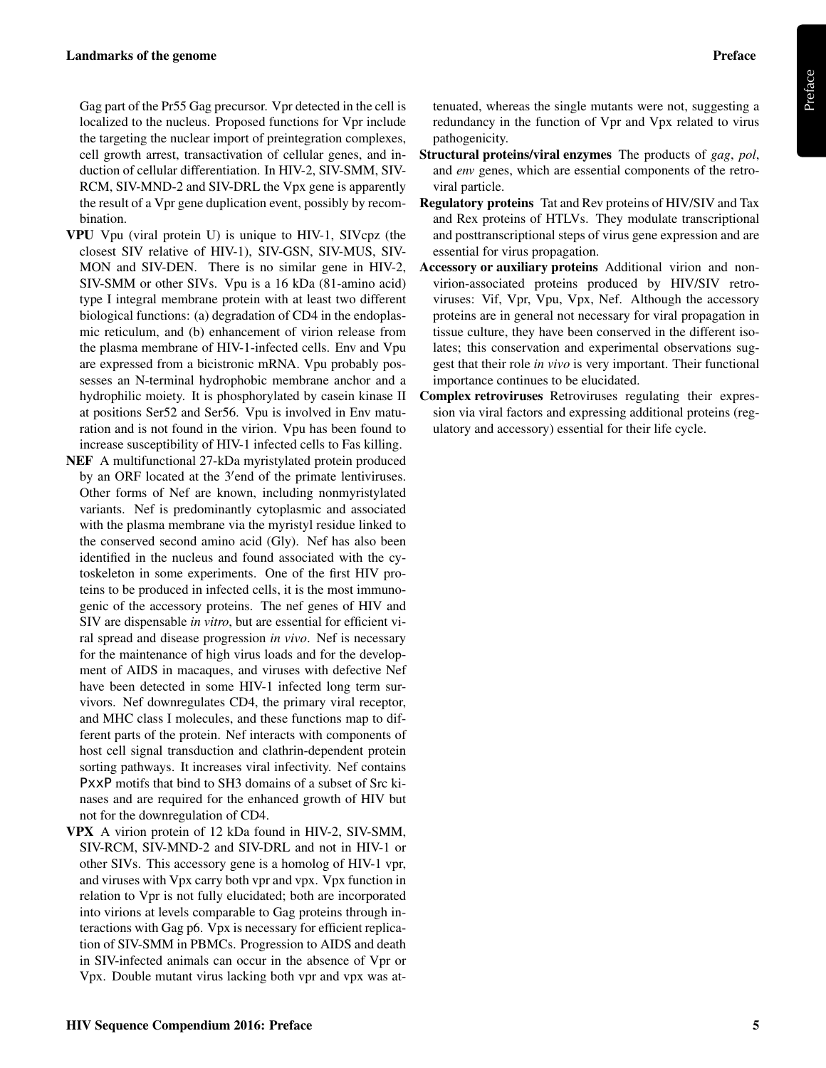Gag part of the Pr55 Gag precursor. Vpr detected in the cell is localized to the nucleus. Proposed functions for Vpr include the targeting the nuclear import of preintegration complexes, cell growth arrest, transactivation of cellular genes, and induction of cellular differentiation. In HIV-2, SIV-SMM, SIV-RCM, SIV-MND-2 and SIV-DRL the Vpx gene is apparently the result of a Vpr gene duplication event, possibly by recombination.

**VPU** Vpu (viral protein U) is unique to HIV-1, SIVcpz (the closest SIV relative of HIV-1), SIV-GSN, SIV-MUS, SIV-MON and SIV-DEN. There is no similar gene in HIV-2, SIV-SMM or other SIVs. Vpu is a 16 kDa (81-amino acid) type I integral membrane protein with at least two different biological functions: (a) degradation of CD4 in the endoplasmic reticulum, and (b) enhancement of virion release from the plasma membrane of HIV-1-infected cells. Env and Vpu are expressed from a bicistronic mRNA. Vpu probably possesses an N-terminal hydrophobic membrane anchor and a hydrophilic moiety. It is phosphorylated by casein kinase II at positions Ser52 and Ser56. Vpu is involved in Env maturation and is not found in the virion. Vpu has been found to increase susceptibility of HIV-1 infected cells to Fas killing.

**NEF** A multifunctional 27-kDa myristylated protein produced by an ORF located at the 3′end of the primate lentiviruses. Other forms of Nef are known, including nonmyristylated variants. Nef is predominantly cytoplasmic and associated with the plasma membrane via the myristyl residue linked to the conserved second amino acid (Gly). Nef has also been identified in the nucleus and found associated with the cytoskeleton in some experiments. One of the first HIV proteins to be produced in infected cells, it is the most immunogenic of the accessory proteins. The nef genes of HIV and SIV are dispensable *in vitro*, but are essential for efficient viral spread and disease progression *in vivo*. Nef is necessary for the maintenance of high virus loads and for the development of AIDS in macaques, and viruses with defective Nef have been detected in some HIV-1 infected long term survivors. Nef downregulates CD4, the primary viral receptor, and MHC class I molecules, and these functions map to different parts of the protein. Nef interacts with components of host cell signal transduction and clathrin-dependent protein sorting pathways. It increases viral infectivity. Nef contains PxxP motifs that bind to SH3 domains of a subset of Src kinases and are required for the enhanced growth of HIV but not for the downregulation of CD4.

**VPX** A virion protein of 12 kDa found in HIV-2, SIV-SMM, SIV-RCM, SIV-MND-2 and SIV-DRL and not in HIV-1 or other SIVs. This accessory gene is a homolog of HIV-1 vpr, and viruses with Vpx carry both vpr and vpx. Vpx function in relation to Vpr is not fully elucidated; both are incorporated into virions at levels comparable to Gag proteins through interactions with Gag p6. Vpx is necessary for efficient replication of SIV-SMM in PBMCs. Progression to AIDS and death in SIV-infected animals can occur in the absence of Vpr or Vpx. Double mutant virus lacking both vpr and vpx was attenuated, whereas the single mutants were not, suggesting a redundancy in the function of Vpr and Vpx related to virus pathogenicity.

**Structural proteins/viral enzymes** The products of *gag*, *pol*, and *env* genes, which are essential components of the retroviral particle.

**Regulatory proteins** Tat and Rev proteins of HIV/SIV and Tax and Rex proteins of HTLVs. They modulate transcriptional and posttranscriptional steps of virus gene expression and are essential for virus propagation.

**Accessory or auxiliary proteins** Additional virion and non-virion-associated proteins produced by HIV/SIV retroviruses: Vif, Vpr, Vpu, Vpx, Nef. Although the accessory proteins are in general not necessary for viral propagation in tissue culture, they have been conserved in the different isolates; this conservation and experimental observations suggest that their role *in vivo* is very important. Their functional importance continues to be elucidated.

**Complex retroviruses** Retroviruses regulating their expression via viral factors and expressing additional proteins (regulatory and accessory) essential for their life cycle.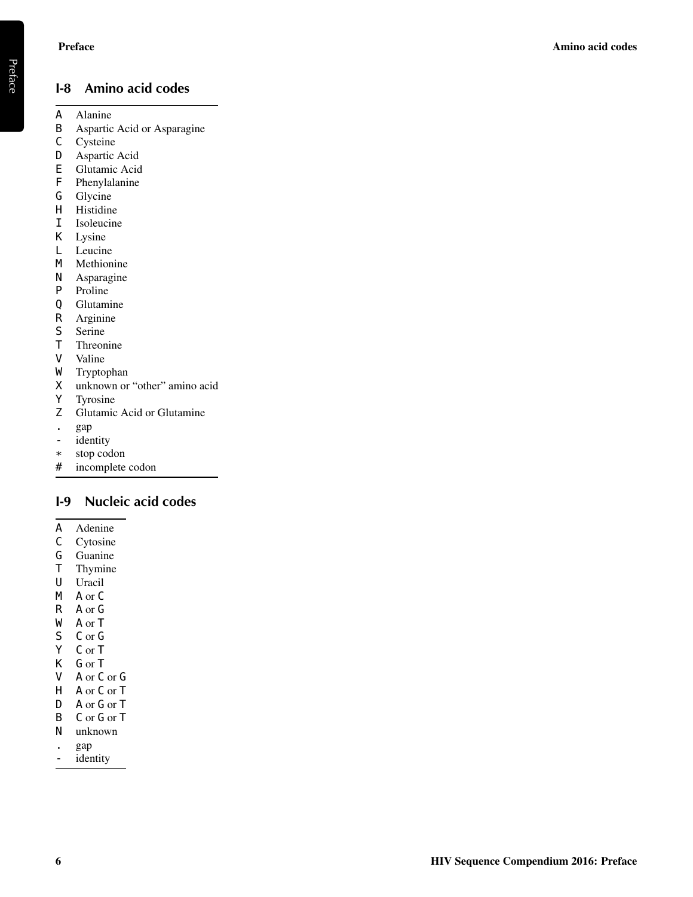## I-8 Amino acid codes

| | |
|---|---|
| A | Alanine |
| B | Aspartic Acid or Asparagine |
| C | Cysteine |
| D | Aspartic Acid |
| E | Glutamic Acid |
| F | Phenylalanine |
| G | Glycine |
| H | Histidine |
| I | Isoleucine |
| K | Lysine |
| L | Leucine |
| M | Methionine |
| N | Asparagine |
| P | Proline |
| Q | Glutamine |
| R | Arginine |
| S | Serine |
| T | Threonine |
| V | Valine |
| W | Tryptophan |
| X | unknown or "other" amino acid |
| Y | Tyrosine |
| Z | Glutamic Acid or Glutamine |
| . | gap |
| - | identity |
| * | stop codon |
| # | incomplete codon |

## I-9 Nucleic acid codes

| | |
|---|---|
| A | Adenine |
| C | Cytosine |
| G | Guanine |
| T | Thymine |
| U | Uracil |
| M | A or C |
| R | A or G |
| W | A or T |
| S | C or G |
| Y | C or T |
| K | G or T |
| V | A or C or G |
| H | A or C or T |
| D | A or G or T |
| B | C or G or T |
| N | unknown |
| . | gap |
| - | identity |